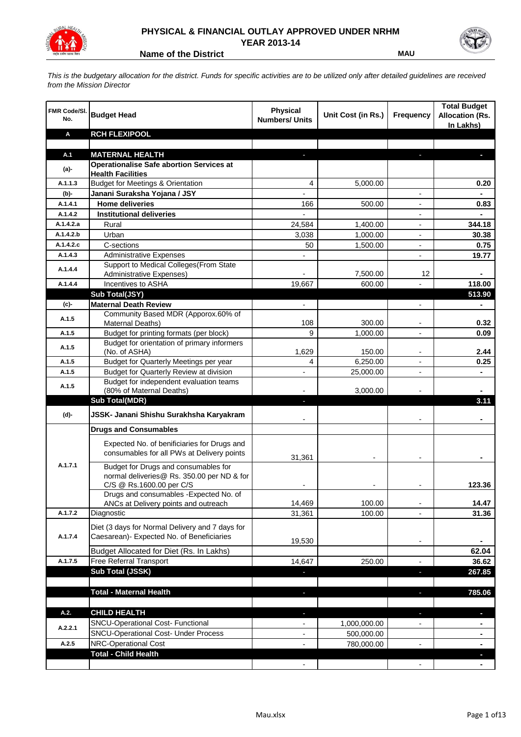# PHYSICAL & FINANCIAL OUTLAY APPROVED UNDER NRHM
## YEAR 2013-14

**Name of the District** MAU

*This is the budgetary allocation for the district. Funds for specific activities are to be utilized only after detailed guidelines are received from the Mission Director*

| FMR Code/Sl. No. | Budget Head | Physical Numbers/ Units | Unit Cost (in Rs.) | Frequency | Total Budget Allocation (Rs. In Lakhs) |
|---|---|---|---|---|---|
| **A** | **RCH FLEXIPOOL** | | | | |
| | | | | | |
| **A.1** | **MATERNAL HEALTH** | - | | - | - |
| **(a)-** | **Operationalise Safe abortion Services at Health Facilities** | | | | |
| A.1.1.3 | Budget for Meetings & Orientation | 4 | 5,000.00 | | 0.20 |
| **(b)-** | **Janani Suraksha Yojana / JSY** | - | | - | - |
| A.1.4.1 | **Home deliveries** | 166 | 500.00 | - | 0.83 |
| A.1.4.2 | **Institutional deliveries** | - | | - | - |
| A.1.4.2.a | Rural | 24,584 | 1,400.00 | - | 344.18 |
| A.1.4.2.b | Urban | 3,038 | 1,000.00 | - | 30.38 |
| A.1.4.2.c | C-sections | 50 | 1,500.00 | - | 0.75 |
| A.1.4.3 | Administrative Expenses | - | | - | 19.77 |
| A.1.4.4 | Support to Medical Colleges(From State Administrative Expenses) | - | 7,500.00 | 12 | - |
| A.1.4.4 | Incentives to ASHA | 19,667 | 600.00 | - | 118.00 |
| | **Sub Total(JSY)** | | | | **513.90** |
| **(c)-** | **Maternal Death Review** | - | | - | - |
| A.1.5 | Community Based MDR (Apporox.60% of Maternal Deaths) | 108 | 300.00 | - | 0.32 |
| A.1.5 | Budget for printing formats (per block) | 9 | 1,000.00 | - | 0.09 |
| A.1.5 | Budget for orientation of primary informers (No. of ASHA) | 1,629 | 150.00 | - | 2.44 |
| A.1.5 | Budget for Quarterly Meetings per year | 4 | 6,250.00 | - | 0.25 |
| A.1.5 | Budget for Quarterly Review at division | - | 25,000.00 | - | - |
| A.1.5 | Budget for independent evaluation teams (80% of Maternal Deaths) | - | 3,000.00 | - | - |
| | **Sub Total(MDR)** | - | | | **3.11** |
| **(d)-** | **JSSK- Janani Shishu Surakhsha Karyakram** | - | | - | - |
| | **Drugs and Consumables** | | | | |
| A.1.7.1 | Expected No. of benificiaries for Drugs and consumables for all PWs at Delivery points | 31,361 | - | - | - |
| | Budget for Drugs and consumables for normal deliveries@ Rs. 350.00 per ND & for C/S @ Rs.1600.00 per C/S | - | - | - | 123.36 |
| | Drugs and consumables -Expected No. of ANCs at Delivery points and outreach | 14,469 | 100.00 | - | 14.47 |
| A.1.7.2 | Diagnostic | 31,361 | 100.00 | - | 31.36 |
| A.1.7.4 | Diet (3 days for Normal Delivery and 7 days for Caesarean)- Expected No. of Beneficiaries | 19,530 | | - | - |
| | Budget Allocated for Diet (Rs. In Lakhs) | | | | 62.04 |
| A.1.7.5 | Free Referral Transport | 14,647 | 250.00 | - | 36.62 |
| | **Sub Total (JSSK)** | - | | - | **267.85** |
| | | | | | |
| | **Total - Maternal Health** | - | | - | **785.06** |
| | | | | | |
| **A.2.** | **CHILD HEALTH** | - | | - | - |
| A.2.2.1 | SNCU-Operational Cost- Functional | - | 1,000,000.00 | - | - |
| | SNCU-Operational Cost- Under Process | - | 500,000.00 | | - |
| A.2.5 | NRC-Operational Cost | - | 780,000.00 | - | - |
| | **Total - Child Health** | | | | - |
| | | - | | - | - |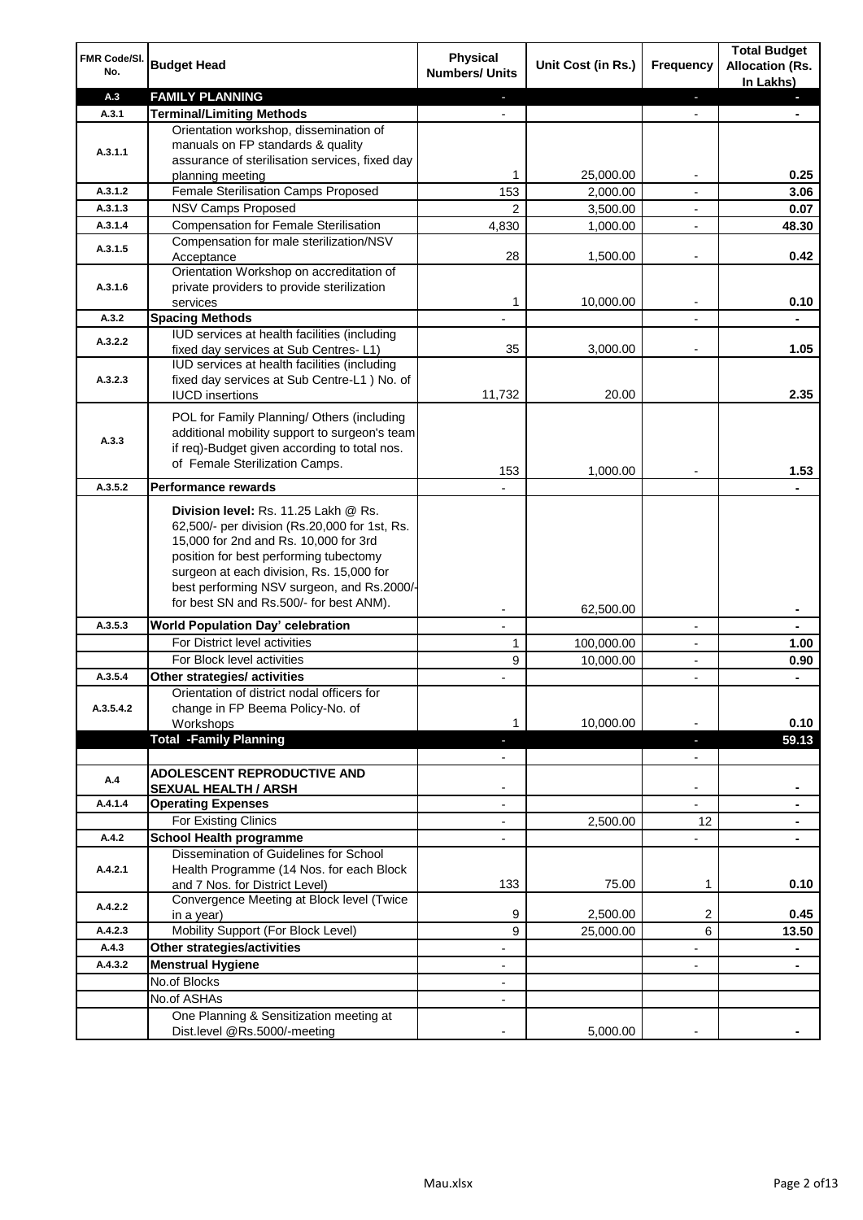| FMR Code/Sl. No. | Budget Head | Physical Numbers/ Units | Unit Cost (in Rs.) | Frequency | Total Budget Allocation (Rs. In Lakhs) |
|---|---|---|---|---|---|
| A.3 | **FAMILY PLANNING** | - | | - | - |
| A.3.1 | **Terminal/Limiting Methods** | - | | - | - |
| A.3.1.1 | Orientation workshop, dissemination of manuals on FP standards & quality assurance of sterilisation services, fixed day planning meeting | 1 | 25,000.00 | - | **0.25** |
| A.3.1.2 | Female Sterilisation Camps Proposed | 153 | 2,000.00 | - | **3.06** |
| A.3.1.3 | NSV Camps Proposed | 2 | 3,500.00 | - | **0.07** |
| A.3.1.4 | Compensation for Female Sterilisation | 4,830 | 1,000.00 | - | **48.30** |
| A.3.1.5 | Compensation for male sterilization/NSV Acceptance | 28 | 1,500.00 | - | **0.42** |
| A.3.1.6 | Orientation Workshop on accreditation of private providers to provide sterilization services | 1 | 10,000.00 | - | **0.10** |
| A.3.2 | **Spacing Methods** | - | | - | - |
| A.3.2.2 | IUD services at health facilities (including fixed day services at Sub Centres- L1) | 35 | 3,000.00 | - | **1.05** |
| A.3.2.3 | IUD services at health facilities (including fixed day services at Sub Centre-L1 ) No. of IUCD insertions | 11,732 | 20.00 | | **2.35** |
| A.3.3 | POL for Family Planning/ Others (including additional mobility support to surgeon's team if req)-Budget given according to total nos. of Female Sterilization Camps. | 153 | 1,000.00 | - | **1.53** |
| A.3.5.2 | **Performance rewards** | - | | | - |
| | **Division level:** Rs. 11.25 Lakh @ Rs. 62,500/- per division (Rs.20,000 for 1st, Rs. 15,000 for 2nd and Rs. 10,000 for 3rd position for best performing tubectomy surgeon at each division, Rs. 15,000 for best performing NSV surgeon, and Rs.2000/- for best SN and Rs.500/- for best ANM). | - | 62,500.00 | | - |
| A.3.5.3 | **World Population Day' celebration** | - | | - | - |
| | For District level activities | 1 | 100,000.00 | - | **1.00** |
| | For Block level activities | 9 | 10,000.00 | - | **0.90** |
| A.3.5.4 | **Other strategies/ activities** | - | | - | - |
| A.3.5.4.2 | Orientation of district nodal officers for change in FP Beema Policy-No. of Workshops | 1 | 10,000.00 | - | **0.10** |
| | **Total -Family Planning** | - | | - | **59.13** |
| | | - | | - | |
| A.4 | **ADOLESCENT REPRODUCTIVE AND SEXUAL HEALTH / ARSH** | - | | - | - |
| A.4.1.4 | **Operating Expenses** | - | | - | - |
| | For Existing Clinics | - | 2,500.00 | 12 | - |
| A.4.2 | **School Health programme** | - | | - | - |
| A.4.2.1 | Dissemination of Guidelines for School Health Programme (14 Nos. for each Block and 7 Nos. for District Level) | 133 | 75.00 | 1 | **0.10** |
| A.4.2.2 | Convergence Meeting at Block level (Twice in a year) | 9 | 2,500.00 | 2 | **0.45** |
| A.4.2.3 | Mobility Support (For Block Level) | 9 | 25,000.00 | 6 | **13.50** |
| A.4.3 | **Other strategies/activities** | - | | - | - |
| A.4.3.2 | **Menstrual Hygiene** | - | | - | - |
| | No.of Blocks | - | | | |
| | No.of ASHAs | - | | | |
| | One Planning & Sensitization meeting at Dist.level @Rs.5000/-meeting | - | 5,000.00 | - | - |

Mau.xlsx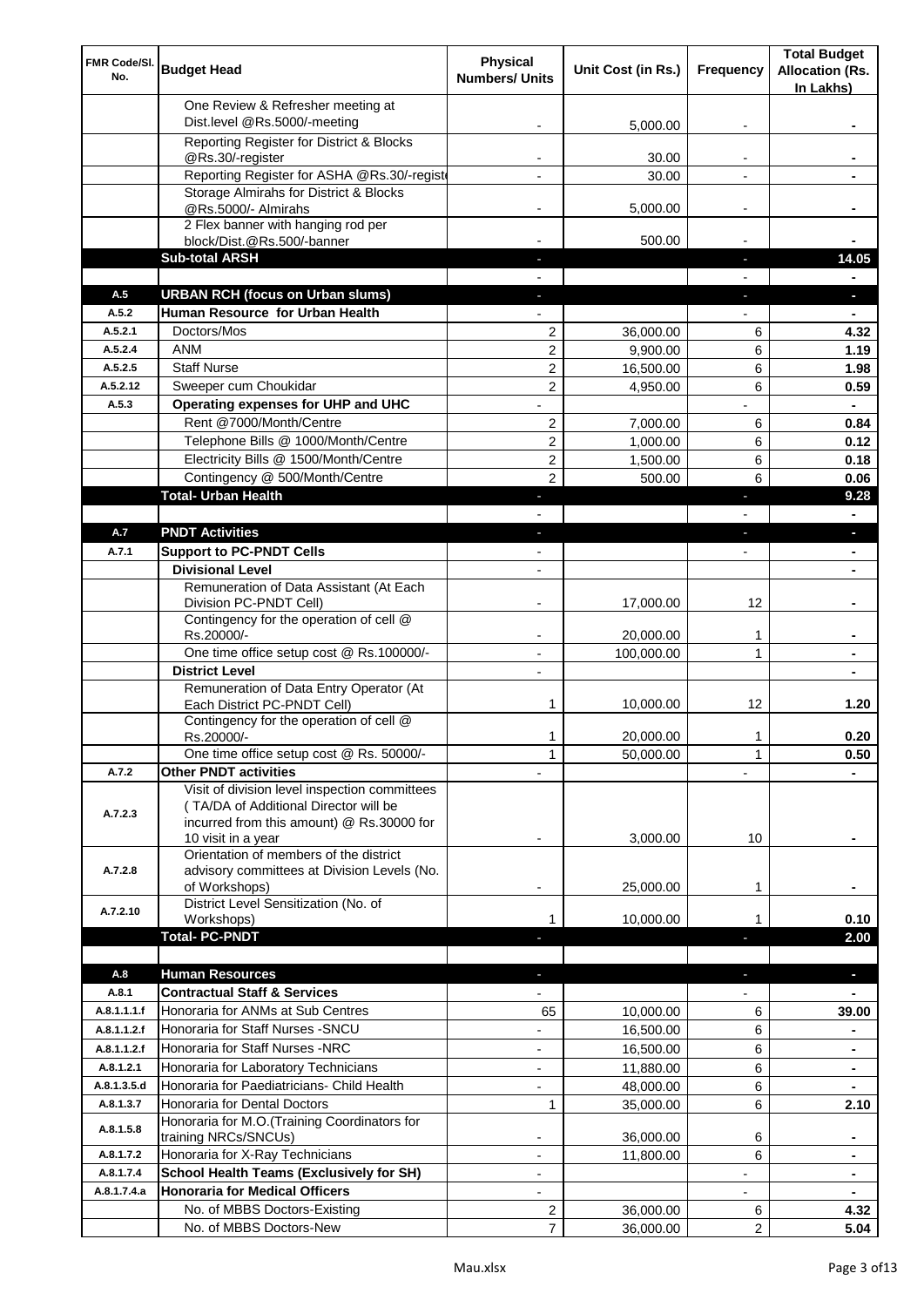| FMR Code/Sl. No. | Budget Head | Physical Numbers/ Units | Unit Cost (in Rs.) | Frequency | Total Budget Allocation (Rs. In Lakhs) |
|---|---|---|---|---|---|
| | One Review & Refresher meeting at Dist.level @Rs.5000/-meeting | - | 5,000.00 | - | - |
| | Reporting Register for District & Blocks @Rs.30/-register | - | 30.00 | - | - |
| | Reporting Register for ASHA @Rs.30/-regist | - | 30.00 | - | - |
| | Storage Almirahs for District & Blocks @Rs.5000/- Almirahs | - | 5,000.00 | - | - |
| | 2 Flex banner with hanging rod per block/Dist.@Rs.500/-banner | - | 500.00 | - | - |
| | **Sub-total ARSH** | - | | - | **14.05** |
| | | - | | - | - |
| **A.5** | **URBAN RCH (focus on Urban slums)** | - | | - | - |
| **A.5.2** | **Human Resource for Urban Health** | - | | - | - |
| A.5.2.1 | Doctors/Mos | 2 | 36,000.00 | 6 | **4.32** |
| A.5.2.4 | ANM | 2 | 9,900.00 | 6 | **1.19** |
| A.5.2.5 | Staff Nurse | 2 | 16,500.00 | 6 | **1.98** |
| A.5.2.12 | Sweeper cum Choukidar | 2 | 4,950.00 | 6 | **0.59** |
| **A.5.3** | **Operating expenses for UHP and UHC** | - | | - | - |
| | Rent @7000/Month/Centre | 2 | 7,000.00 | 6 | **0.84** |
| | Telephone Bills @ 1000/Month/Centre | 2 | 1,000.00 | 6 | **0.12** |
| | Electricity Bills @ 1500/Month/Centre | 2 | 1,500.00 | 6 | **0.18** |
| | Contingency @ 500/Month/Centre | 2 | 500.00 | 6 | **0.06** |
| | **Total- Urban Health** | - | | - | **9.28** |
| | | - | | - | - |
| **A.7** | **PNDT Activities** | - | | - | - |
| **A.7.1** | **Support to PC-PNDT Cells** | - | | - | - |
| | **Divisional Level** | - | | | - |
| | Remuneration of Data Assistant (At Each Division PC-PNDT Cell) | - | 17,000.00 | 12 | - |
| | Contingency for the operation of cell @ Rs.20000/- | - | 20,000.00 | 1 | - |
| | One time office setup cost @ Rs.100000/- | - | 100,000.00 | 1 | - |
| | **District Level** | - | | | - |
| | Remuneration of Data Entry Operator (At Each District PC-PNDT Cell) | 1 | 10,000.00 | 12 | **1.20** |
| | Contingency for the operation of cell @ Rs.20000/- | 1 | 20,000.00 | 1 | **0.20** |
| | One time office setup cost @ Rs. 50000/- | 1 | 50,000.00 | 1 | **0.50** |
| **A.7.2** | **Other PNDT activities** | - | | - | - |
| A.7.2.3 | Visit of division level inspection committees ( TA/DA of Additional Director will be incurred from this amount) @ Rs.30000 for 10 visit in a year | - | 3,000.00 | 10 | - |
| A.7.2.8 | Orientation of members of the district advisory committees at Division Levels (No. of Workshops) | - | 25,000.00 | 1 | - |
| A.7.2.10 | District Level Sensitization (No. of Workshops) | 1 | 10,000.00 | 1 | **0.10** |
| | **Total- PC-PNDT** | - | | - | **2.00** |
| | | | | | |
| **A.8** | **Human Resources** | - | | - | - |
| **A.8.1** | **Contractual Staff & Services** | - | | - | - |
| A.8.1.1.1.f | Honoraria for ANMs at Sub Centres | 65 | 10,000.00 | 6 | **39.00** |
| A.8.1.1.2.f | Honoraria for Staff Nurses -SNCU | - | 16,500.00 | 6 | - |
| A.8.1.1.2.f | Honoraria for Staff Nurses -NRC | - | 16,500.00 | 6 | - |
| A.8.1.2.1 | Honoraria for Laboratory Technicians | - | 11,880.00 | 6 | - |
| A.8.1.3.5.d | Honoraria for Paediatricians- Child Health | - | 48,000.00 | 6 | - |
| A.8.1.3.7 | Honoraria for Dental Doctors | 1 | 35,000.00 | 6 | **2.10** |
| A.8.1.5.8 | Honoraria for M.O.(Training Coordinators for training NRCs/SNCUs) | - | 36,000.00 | 6 | - |
| A.8.1.7.2 | Honoraria for X-Ray Technicians | - | 11,800.00 | 6 | - |
| A.8.1.7.4 | **School Health Teams (Exclusively for SH)** | - | | - | - |
| A.8.1.7.4.a | **Honoraria for Medical Officers** | - | | - | - |
| | No. of MBBS Doctors-Existing | 2 | 36,000.00 | 6 | **4.32** |
| | No. of MBBS Doctors-New | 7 | 36,000.00 | 2 | **5.04** |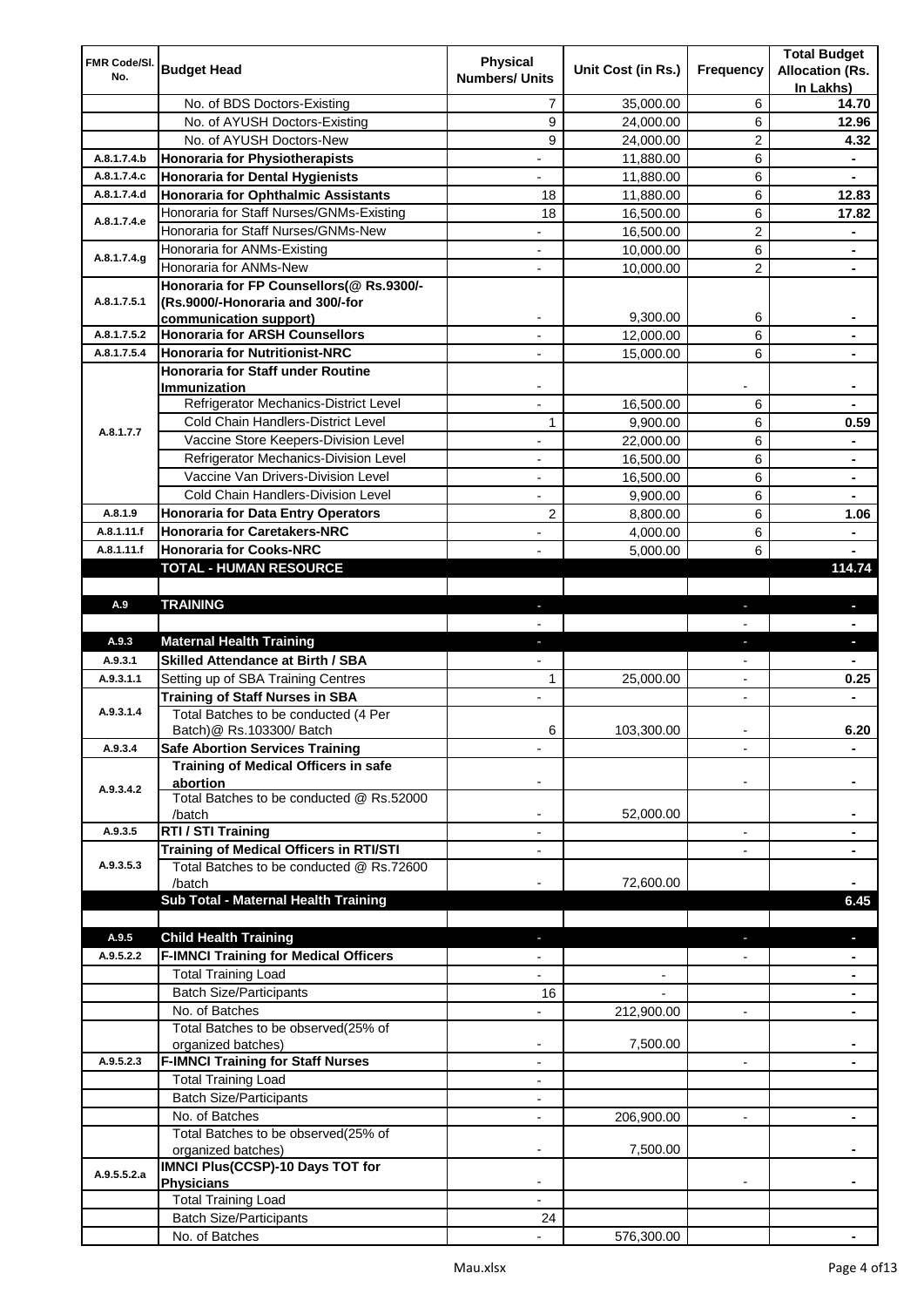| FMR Code/Sl. No. | Budget Head | Physical Numbers/ Units | Unit Cost (in Rs.) | Frequency | Total Budget Allocation (Rs. In Lakhs) |
|---|---|---|---|---|---|
| | No. of BDS Doctors-Existing | 7 | 35,000.00 | 6 | **14.70** |
| | No. of AYUSH Doctors-Existing | 9 | 24,000.00 | 6 | **12.96** |
| | No. of AYUSH Doctors-New | 9 | 24,000.00 | 2 | **4.32** |
| A.8.1.7.4.b | **Honoraria for Physiotherapists** | - | 11,880.00 | 6 | **-** |
| A.8.1.7.4.c | **Honoraria for Dental Hygienists** | - | 11,880.00 | 6 | **-** |
| A.8.1.7.4.d | **Honoraria for Ophthalmic Assistants** | 18 | 11,880.00 | 6 | **12.83** |
| A.8.1.7.4.e | Honoraria for Staff Nurses/GNMs-Existing | 18 | 16,500.00 | 6 | **17.82** |
| | Honoraria for Staff Nurses/GNMs-New | - | 16,500.00 | 2 | **-** |
| A.8.1.7.4.g | Honoraria for ANMs-Existing | - | 10,000.00 | 6 | **-** |
| | Honoraria for ANMs-New | - | 10,000.00 | 2 | **-** |
| A.8.1.7.5.1 | **Honoraria for FP Counsellors(@ Rs.9300/- (Rs.9000/-Honoraria and 300/-for communication support)** | - | 9,300.00 | 6 | **-** |
| A.8.1.7.5.2 | **Honoraria for ARSH Counsellors** | - | 12,000.00 | 6 | **-** |
| A.8.1.7.5.4 | **Honoraria for Nutritionist-NRC** | - | 15,000.00 | 6 | **-** |
| A.8.1.7.7 | **Honoraria for Staff under Routine Immunization** | - | | - | **-** |
| | Refrigerator Mechanics-District Level | - | 16,500.00 | 6 | **-** |
| | Cold Chain Handlers-District Level | 1 | 9,900.00 | 6 | **0.59** |
| | Vaccine Store Keepers-Division Level | - | 22,000.00 | 6 | **-** |
| | Refrigerator Mechanics-Division Level | - | 16,500.00 | 6 | **-** |
| | Vaccine Van Drivers-Division Level | - | 16,500.00 | 6 | **-** |
| | Cold Chain Handlers-Division Level | - | 9,900.00 | 6 | **-** |
| A.8.1.9 | **Honoraria for Data Entry Operators** | 2 | 8,800.00 | 6 | **1.06** |
| A.8.1.11.f | **Honoraria for Caretakers-NRC** | - | 4,000.00 | 6 | **-** |
| A.8.1.11.f | **Honoraria for Cooks-NRC** | - | 5,000.00 | 6 | **-** |
| | **TOTAL - HUMAN RESOURCE** | | | | **114.74** |
| | | | | | |
| A.9 | **TRAINING** | - | | - | **-** |
| | | - | | - | **-** |
| A.9.3 | **Maternal Health Training** | - | | - | **-** |
| A.9.3.1 | **Skilled Attendance at Birth / SBA** | - | | - | **-** |
| A.9.3.1.1 | Setting up of SBA Training Centres | 1 | 25,000.00 | - | **0.25** |
| A.9.3.1.4 | **Training of Staff Nurses in SBA** | - | | - | **-** |
| | Total Batches to be conducted (4 Per Batch)@ Rs.103300/ Batch | 6 | 103,300.00 | - | **6.20** |
| A.9.3.4 | **Safe Abortion Services Training** | - | | - | **-** |
| A.9.3.4.2 | **Training of Medical Officers in safe abortion** | - | | - | **-** |
| | Total Batches to be conducted @ Rs.52000 /batch | - | 52,000.00 | | **-** |
| A.9.3.5 | **RTI / STI Training** | - | | - | **-** |
| A.9.3.5.3 | **Training of Medical Officers in RTI/STI** | - | | - | **-** |
| | Total Batches to be conducted @ Rs.72600 /batch | - | 72,600.00 | | **-** |
| | **Sub Total - Maternal Health Training** | | | | **6.45** |
| | | | | | |
| A.9.5 | **Child Health Training** | - | | - | **-** |
| A.9.5.2.2 | **F-IMNCI Training for Medical Officers** | - | | - | **-** |
| | Total Training Load | - | - | | **-** |
| | Batch Size/Participants | 16 | - | | **-** |
| | No. of Batches | - | 212,900.00 | - | **-** |
| | Total Batches to be observed(25% of organized batches) | - | 7,500.00 | | **-** |
| A.9.5.2.3 | **F-IMNCI Training for Staff Nurses** | - | | - | **-** |
| | Total Training Load | - | | | |
| | Batch Size/Participants | - | | | |
| | No. of Batches | - | 206,900.00 | - | **-** |
| | Total Batches to be observed(25% of organized batches) | - | 7,500.00 | | **-** |
| A.9.5.5.2.a | **IMNCI Plus(CCSP)-10 Days TOT for Physicians** | - | | - | **-** |
| | Total Training Load | - | | | |
| | Batch Size/Participants | 24 | | | |
| | No. of Batches | - | 576,300.00 | | **-** |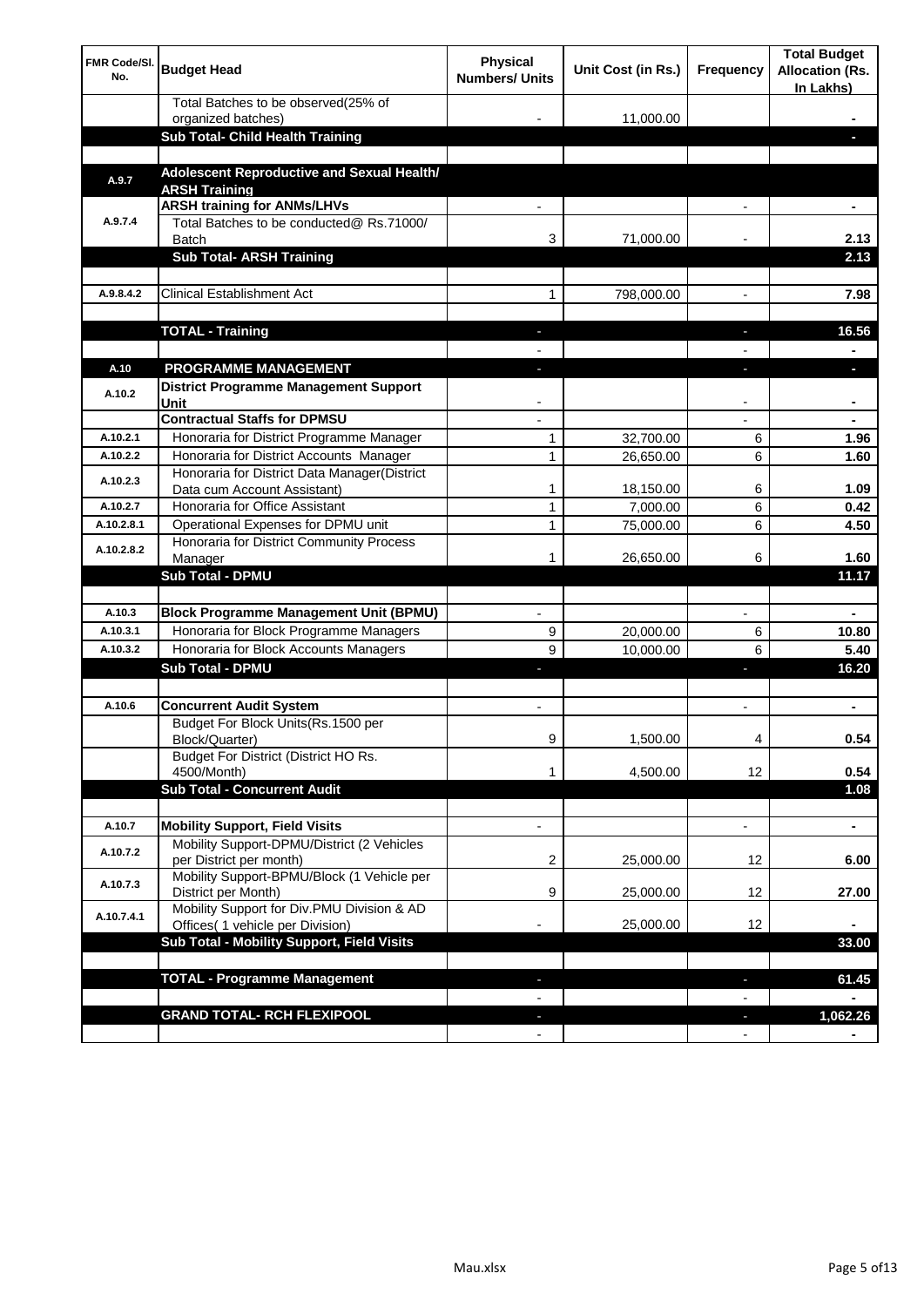| FMR Code/Sl. No. | Budget Head | Physical Numbers/ Units | Unit Cost (in Rs.) | Frequency | Total Budget Allocation (Rs. In Lakhs) |
|---|---|---|---|---|---|
| | Total Batches to be observed(25% of organized batches) | - | 11,000.00 | | - |
| | **Sub Total- Child Health Training** | | | | - |
| | | | | | |
| A.9.7 | **Adolescent Reproductive and Sexual Health/ ARSH Training** | | | | |
| A.9.7.4 | **ARSH training for ANMs/LHVs** | - | | - | - |
| | Total Batches to be conducted@ Rs.71000/ Batch | 3 | 71,000.00 | - | 2.13 |
| | **Sub Total- ARSH Training** | | | | 2.13 |
| | | | | | |
| A.9.8.4.2 | Clinical Establishment Act | 1 | 798,000.00 | - | 7.98 |
| | | | | | |
| | **TOTAL - Training** | - | | - | 16.56 |
| | | - | | - | - |
| A.10 | **PROGRAMME MANAGEMENT** | - | | - | - |
| A.10.2 | **District Programme Management Support Unit** | - | | - | - |
| | **Contractual Staffs for DPMSU** | - | | - | - |
| A.10.2.1 | Honoraria for District Programme Manager | 1 | 32,700.00 | 6 | 1.96 |
| A.10.2.2 | Honoraria for District Accounts Manager | 1 | 26,650.00 | 6 | 1.60 |
| A.10.2.3 | Honoraria for District Data Manager(District Data cum Account Assistant) | 1 | 18,150.00 | 6 | 1.09 |
| A.10.2.7 | Honoraria for Office Assistant | 1 | 7,000.00 | 6 | 0.42 |
| A.10.2.8.1 | Operational Expenses for DPMU unit | 1 | 75,000.00 | 6 | 4.50 |
| A.10.2.8.2 | Honoraria for District Community Process Manager | 1 | 26,650.00 | 6 | 1.60 |
| | **Sub Total - DPMU** | | | | 11.17 |
| | | | | | |
| A.10.3 | **Block Programme Management Unit (BPMU)** | - | | - | - |
| A.10.3.1 | Honoraria for Block Programme Managers | 9 | 20,000.00 | 6 | 10.80 |
| A.10.3.2 | Honoraria for Block Accounts Managers | 9 | 10,000.00 | 6 | 5.40 |
| | **Sub Total - DPMU** | - | | - | 16.20 |
| | | | | | |
| A.10.6 | **Concurrent Audit System** | - | | - | - |
| | Budget For Block Units(Rs.1500 per Block/Quarter) | 9 | 1,500.00 | 4 | 0.54 |
| | Budget For District (District HO Rs. 4500/Month) | 1 | 4,500.00 | 12 | 0.54 |
| | **Sub Total - Concurrent Audit** | | | | 1.08 |
| | | | | | |
| A.10.7 | **Mobility Support, Field Visits** | - | | - | - |
| A.10.7.2 | Mobility Support-DPMU/District (2 Vehicles per District per month) | 2 | 25,000.00 | 12 | 6.00 |
| A.10.7.3 | Mobility Support-BPMU/Block (1 Vehicle per District per Month) | 9 | 25,000.00 | 12 | 27.00 |
| A.10.7.4.1 | Mobility Support for Div.PMU Division & AD Offices( 1 vehicle per Division) | - | 25,000.00 | 12 | - |
| | **Sub Total - Mobility Support, Field Visits** | | | | 33.00 |
| | | | | | |
| | **TOTAL - Programme Management** | - | | - | 61.45 |
| | | - | | - | - |
| | **GRAND TOTAL- RCH FLEXIPOOL** | - | | - | 1,062.26 |
| | | - | | - | - |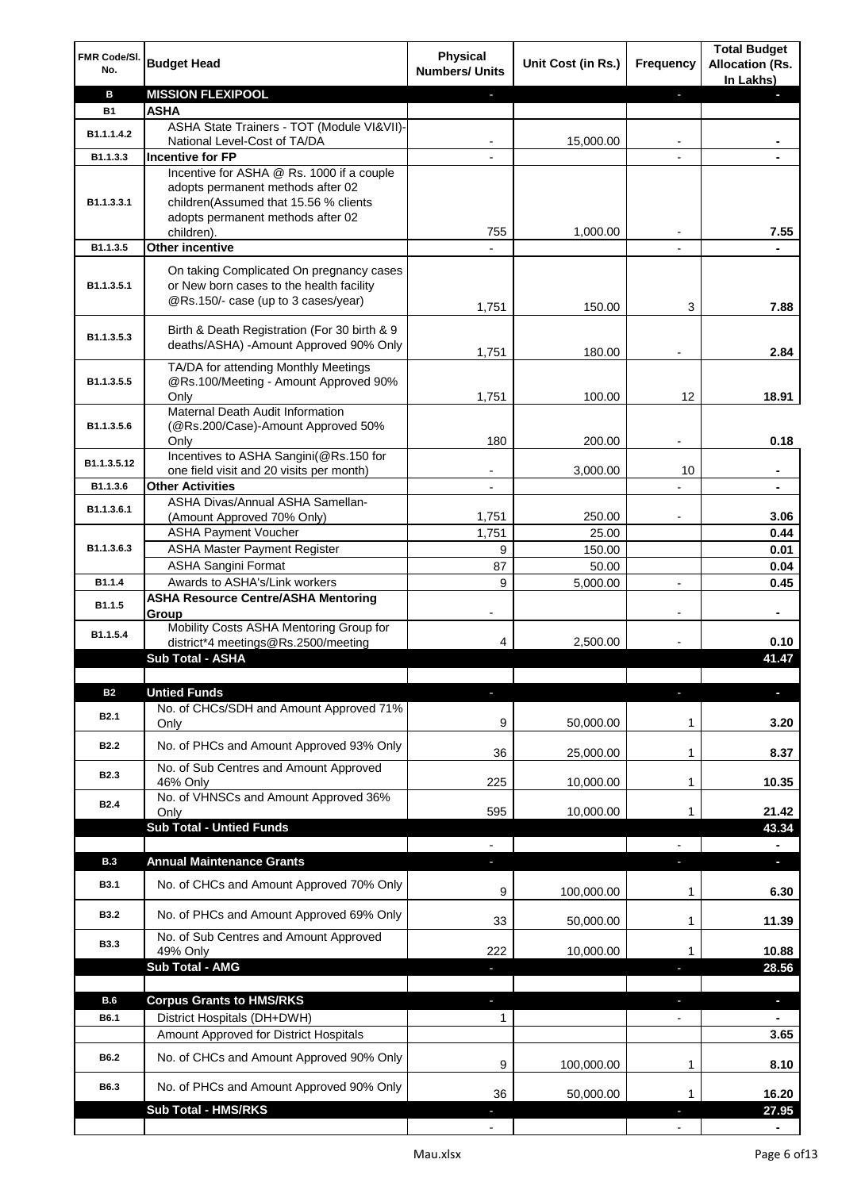| FMR Code/Sl. No. | Budget Head | Physical Numbers/ Units | Unit Cost (in Rs.) | Frequency | Total Budget Allocation (Rs. In Lakhs) |
|---|---|---|---|---|---|
| **B** | **MISSION FLEXIPOOL** | - | | - | - |
| **B1** | **ASHA** | | | | |
| B1.1.1.4.2 | ASHA State Trainers - TOT (Module VI&VII)-National Level-Cost of TA/DA | - | 15,000.00 | - | - |
| B1.1.3.3 | **Incentive for FP** | - | | - | - |
| B1.1.3.3.1 | Incentive for ASHA @ Rs. 1000 if a couple adopts permanent methods after 02 children(Assumed that 15.56 % clients adopts permanent methods after 02 children). | 755 | 1,000.00 | - | 7.55 |
| B1.1.3.5 | **Other incentive** | - | | - | - |
| B1.1.3.5.1 | On taking Complicated On pregnancy cases or New born cases to the health facility @Rs.150/- case (up to 3 cases/year) | 1,751 | 150.00 | 3 | 7.88 |
| B1.1.3.5.3 | Birth & Death Registration (For 30 birth & 9 deaths/ASHA) -Amount Approved 90% Only | 1,751 | 180.00 | - | 2.84 |
| B1.1.3.5.5 | TA/DA for attending Monthly Meetings @Rs.100/Meeting - Amount Approved 90% Only | 1,751 | 100.00 | 12 | 18.91 |
| B1.1.3.5.6 | Maternal Death Audit Information (@Rs.200/Case)-Amount Approved 50% Only | 180 | 200.00 | - | 0.18 |
| B1.1.3.5.12 | Incentives to ASHA Sangini(@Rs.150 for one field visit and 20 visits per month) | - | 3,000.00 | 10 | - |
| B1.1.3.6 | **Other Activities** | - | | - | - |
| B1.1.3.6.1 | ASHA Divas/Annual ASHA Samellan-(Amount Approved 70% Only) | 1,751 | 250.00 | - | 3.06 |
| B1.1.3.6.3 | ASHA Payment Voucher | 1,751 | 25.00 | | 0.44 |
| | ASHA Master Payment Register | 9 | 150.00 | | 0.01 |
| | ASHA Sangini Format | 87 | 50.00 | | 0.04 |
| B1.1.4 | Awards to ASHA's/Link workers | 9 | 5,000.00 | - | 0.45 |
| B1.1.5 | **ASHA Resource Centre/ASHA Mentoring Group** | - | | - | - |
| B1.1.5.4 | Mobility Costs ASHA Mentoring Group for district*4 meetings@Rs.2500/meeting | 4 | 2,500.00 | - | 0.10 |
| | **Sub Total - ASHA** | | | | **41.47** |
| | | | | | |
| **B2** | **Untied Funds** | - | | - | - |
| B2.1 | No. of CHCs/SDH and Amount Approved 71% Only | 9 | 50,000.00 | 1 | 3.20 |
| B2.2 | No. of PHCs and Amount Approved 93% Only | 36 | 25,000.00 | 1 | 8.37 |
| B2.3 | No. of Sub Centres and Amount Approved 46% Only | 225 | 10,000.00 | 1 | 10.35 |
| B2.4 | No. of VHNSCs and Amount Approved 36% Only | 595 | 10,000.00 | 1 | 21.42 |
| | **Sub Total - Untied Funds** | | | | **43.34** |
| | | - | | - | - |
| **B.3** | **Annual Maintenance Grants** | - | | - | - |
| B3.1 | No. of CHCs and Amount Approved 70% Only | 9 | 100,000.00 | 1 | 6.30 |
| B3.2 | No. of PHCs and Amount Approved 69% Only | 33 | 50,000.00 | 1 | 11.39 |
| B3.3 | No. of Sub Centres and Amount Approved 49% Only | 222 | 10,000.00 | 1 | 10.88 |
| | **Sub Total - AMG** | - | | - | **28.56** |
| | | | | | |
| **B.6** | **Corpus Grants to HMS/RKS** | - | | - | - |
| B6.1 | District Hospitals (DH+DWH) | 1 | | - | - |
| | Amount Approved for District Hospitals | | | | 3.65 |
| B6.2 | No. of CHCs and Amount Approved 90% Only | 9 | 100,000.00 | 1 | 8.10 |
| B6.3 | No. of PHCs and Amount Approved 90% Only | 36 | 50,000.00 | 1 | 16.20 |
| | **Sub Total - HMS/RKS** | - | | - | **27.95** |
| | | - | | - | - |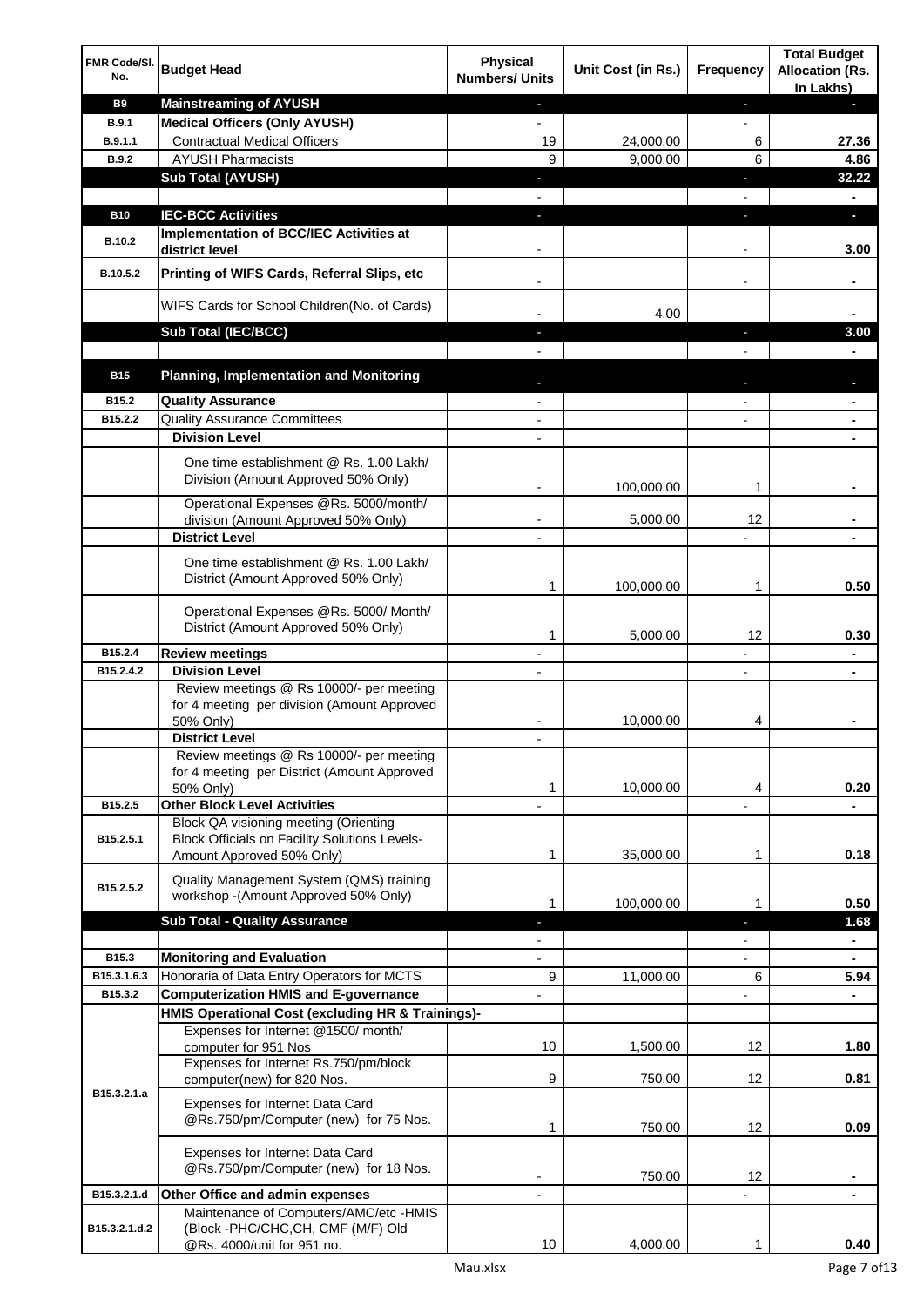| FMR Code/Sl. No. | Budget Head | Physical Numbers/ Units | Unit Cost (in Rs.) | Frequency | Total Budget Allocation (Rs. In Lakhs) |
|---|---|---|---|---|---|
| **B9** | **Mainstreaming of AYUSH** | - | | - | - |
| **B.9.1** | **Medical Officers (Only AYUSH)** | - | | - | |
| **B.9.1.1** | Contractual Medical Officers | 19 | 24,000.00 | 6 | **27.36** |
| **B.9.2** | AYUSH Pharmacists | 9 | 9,000.00 | 6 | **4.86** |
| | **Sub Total (AYUSH)** | - | | - | **32.22** |
| | | - | | - | - |
| **B10** | **IEC-BCC Activities** | - | | - | - |
| **B.10.2** | **Implementation of BCC/IEC Activities at district level** | - | | - | **3.00** |
| **B.10.5.2** | **Printing of WIFS Cards, Referral Slips, etc** | - | | - | - |
| | WIFS Cards for School Children(No. of Cards) | - | 4.00 | | - |
| | **Sub Total (IEC/BCC)** | - | | - | **3.00** |
| | | - | | - | - |
| **B15** | **Planning, Implementation and Monitoring** | - | | - | - |
| **B15.2** | **Quality Assurance** | - | | - | - |
| **B15.2.2** | Quality Assurance Committees | - | | - | - |
| | **Division Level** | - | | | - |
| | One time establishment @ Rs. 1.00 Lakh/ Division (Amount Approved 50% Only) | - | 100,000.00 | 1 | - |
| | Operational Expenses @Rs. 5000/month/ division (Amount Approved 50% Only) | - | 5,000.00 | 12 | - |
| | **District Level** | - | | - | - |
| | One time establishment @ Rs. 1.00 Lakh/ District (Amount Approved 50% Only) | 1 | 100,000.00 | 1 | **0.50** |
| | Operational Expenses @Rs. 5000/ Month/ District (Amount Approved 50% Only) | 1 | 5,000.00 | 12 | **0.30** |
| **B15.2.4** | **Review meetings** | - | | - | - |
| **B15.2.4.2** | **Division Level** | - | | - | - |
| | Review meetings @ Rs 10000/- per meeting for 4 meeting per division (Amount Approved 50% Only) | - | 10,000.00 | 4 | - |
| | **District Level** | - | | | |
| | Review meetings @ Rs 10000/- per meeting for 4 meeting per District (Amount Approved 50% Only) | 1 | 10,000.00 | 4 | **0.20** |
| **B15.2.5** | **Other Block Level Activities** | - | | - | - |
| **B15.2.5.1** | Block QA visioning meeting (Orienting Block Officials on Facility Solutions Levels-Amount Approved 50% Only) | 1 | 35,000.00 | 1 | **0.18** |
| **B15.2.5.2** | Quality Management System (QMS) training workshop -(Amount Approved 50% Only) | 1 | 100,000.00 | 1 | **0.50** |
| | **Sub Total - Quality Assurance** | - | | - | **1.68** |
| | | - | | - | - |
| **B15.3** | **Monitoring and Evaluation** | - | | - | - |
| **B15.3.1.6.3** | Honoraria of Data Entry Operators for MCTS | 9 | 11,000.00 | 6 | **5.94** |
| **B15.3.2** | **Computerization HMIS and E-governance** | - | | - | - |
| | **HMIS Operational Cost (excluding HR & Trainings)-** | | | | |
| **B15.3.2.1.a** | Expenses for Internet @1500/ month/ computer for 951 Nos | 10 | 1,500.00 | 12 | **1.80** |
| | Expenses for Internet Rs.750/pm/block computer(new) for 820 Nos. | 9 | 750.00 | 12 | **0.81** |
| | Expenses for Internet Data Card @Rs.750/pm/Computer (new) for 75 Nos. | 1 | 750.00 | 12 | **0.09** |
| | Expenses for Internet Data Card @Rs.750/pm/Computer (new) for 18 Nos. | - | 750.00 | 12 | - |
| **B15.3.2.1.d** | **Other Office and admin expenses** | - | | - | - |
| **B15.3.2.1.d.2** | Maintenance of Computers/AMC/etc -HMIS (Block -PHC/CHC,CH, CMF (M/F) Old @Rs. 4000/unit for 951 no. | 10 | 4,000.00 | 1 | **0.40** |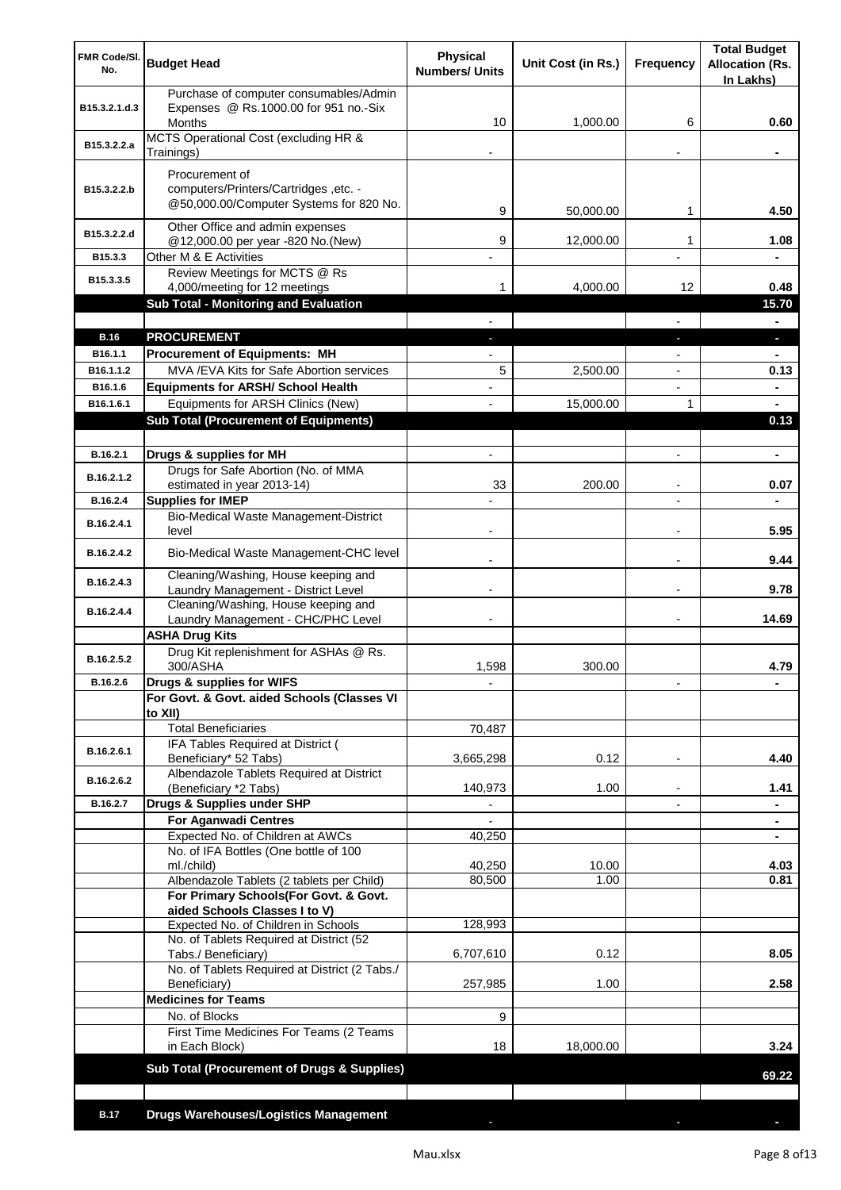| FMR Code/Sl. No. | Budget Head | Physical Numbers/ Units | Unit Cost (in Rs.) | Frequency | Total Budget Allocation (Rs. In Lakhs) |
|---|---|---|---|---|---|
| B15.3.2.1.d.3 | Purchase of computer consumables/Admin Expenses @ Rs.1000.00 for 951 no.-Six Months | 10 | 1,000.00 | 6 | 0.60 |
| B15.3.2.2.a | MCTS Operational Cost (excluding HR & Trainings) | - | | - | - |
| B15.3.2.2.b | Procurement of computers/Printers/Cartridges ,etc. - @50,000.00/Computer Systems for 820 No. | 9 | 50,000.00 | 1 | 4.50 |
| B15.3.2.2.d | Other Office and admin expenses @12,000.00 per year -820 No.(New) | 9 | 12,000.00 | 1 | 1.08 |
| B15.3.3 | Other M & E Activities | - | | - | - |
| B15.3.3.5 | Review Meetings for MCTS @ Rs 4,000/meeting for 12 meetings | 1 | 4,000.00 | 12 | 0.48 |
| | **Sub Total - Monitoring and Evaluation** | | | | **15.70** |
| | | - | | - | - |
| **B.16** | **PROCUREMENT** | - | | - | - |
| B16.1.1 | **Procurement of Equipments: MH** | - | | - | - |
| B16.1.1.2 | MVA /EVA Kits for Safe Abortion services | 5 | 2,500.00 | - | 0.13 |
| B16.1.6 | **Equipments for ARSH/ School Health** | - | | - | - |
| B16.1.6.1 | Equipments for ARSH Clinics (New) | - | 15,000.00 | 1 | - |
| | **Sub Total (Procurement of Equipments)** | | | | **0.13** |
| | | | | | |
| B.16.2.1 | **Drugs & supplies for MH** | - | | - | - |
| B.16.2.1.2 | Drugs for Safe Abortion (No. of MMA estimated in year 2013-14) | 33 | 200.00 | - | 0.07 |
| B.16.2.4 | **Supplies for IMEP** | - | | - | - |
| B.16.2.4.1 | Bio-Medical Waste Management-District level | - | | - | 5.95 |
| B.16.2.4.2 | Bio-Medical Waste Management-CHC level | - | | - | 9.44 |
| B.16.2.4.3 | Cleaning/Washing, House keeping and Laundry Management - District Level | - | | - | 9.78 |
| B.16.2.4.4 | Cleaning/Washing, House keeping and Laundry Management - CHC/PHC Level | - | | - | 14.69 |
| | **ASHA Drug Kits** | | | | |
| B.16.2.5.2 | Drug Kit replenishment for ASHAs @ Rs. 300/ASHA | 1,598 | 300.00 | | 4.79 |
| B.16.2.6 | **Drugs & supplies for WIFS** | - | | - | - |
| | **For Govt. & Govt. aided Schools (Classes VI to XII)** | | | | |
| | Total Beneficiaries | 70,487 | | | |
| B.16.2.6.1 | IFA Tables Required at District ( Beneficiary* 52 Tabs) | 3,665,298 | 0.12 | - | 4.40 |
| B.16.2.6.2 | Albendazole Tablets Required at District (Beneficiary *2 Tabs) | 140,973 | 1.00 | - | 1.41 |
| B.16.2.7 | **Drugs & Supplies under SHP** | - | | - | - |
| | **For Aganwadi Centres** | - | | | - |
| | Expected No. of Children at AWCs | 40,250 | | | - |
| | No. of IFA Bottles (One bottle of 100 ml./child) | 40,250 | 10.00 | | 4.03 |
| | Albendazole Tablets (2 tablets per Child) | 80,500 | 1.00 | | 0.81 |
| | **For Primary Schools(For Govt. & Govt. aided Schools Classes I to V)** | | | | |
| | Expected No. of Children in Schools | 128,993 | | | |
| | No. of Tablets Required at District (52 Tabs./ Beneficiary) | 6,707,610 | 0.12 | | 8.05 |
| | No. of Tablets Required at District (2 Tabs./ Beneficiary) | 257,985 | 1.00 | | 2.58 |
| | **Medicines for Teams** | | | | |
| | No. of Blocks | 9 | | | |
| | First Time Medicines For Teams (2 Teams in Each Block) | 18 | 18,000.00 | | 3.24 |
| | **Sub Total (Procurement of Drugs & Supplies)** | | | | **69.22** |
| | | | | | |
| **B.17** | **Drugs Warehouses/Logistics Management** | - | | - | - |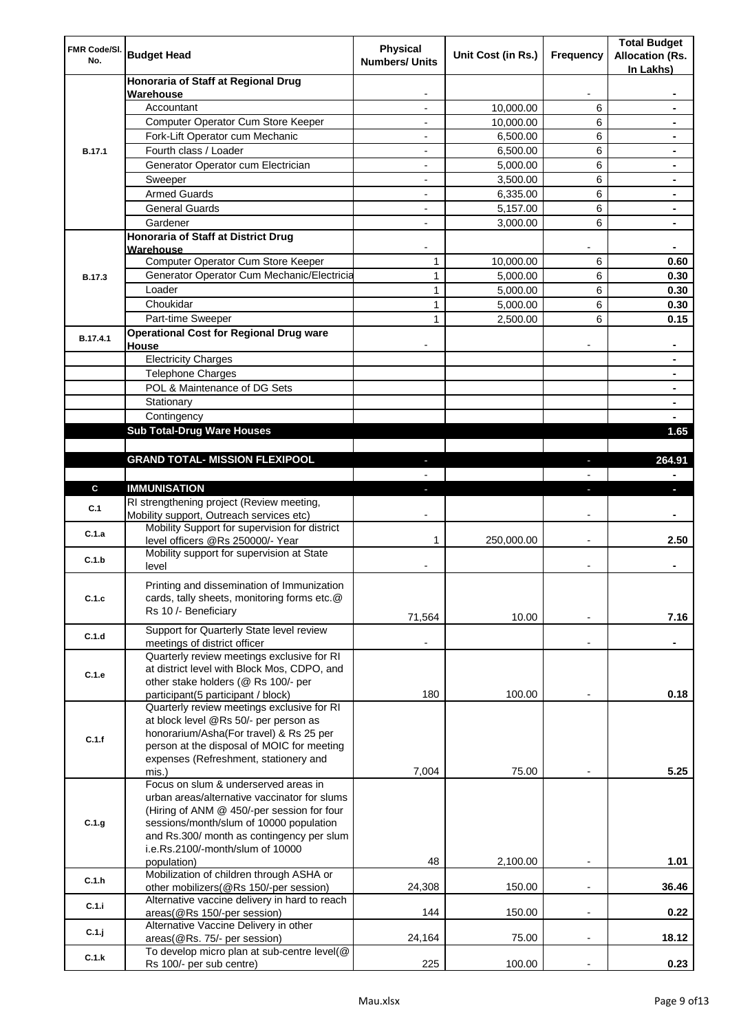| FMR Code/Sl. No. | Budget Head | Physical Numbers/ Units | Unit Cost (in Rs.) | Frequency | Total Budget Allocation (Rs. In Lakhs) |
|---|---|---|---|---|---|
| B.17.1 | **Honoraria of Staff at Regional Drug Warehouse** | - | | - | - |
| | Accountant | - | 10,000.00 | 6 | - |
| | Computer Operator Cum Store Keeper | - | 10,000.00 | 6 | - |
| | Fork-Lift Operator cum Mechanic | - | 6,500.00 | 6 | - |
| | Fourth class / Loader | - | 6,500.00 | 6 | - |
| | Generator Operator cum Electrician | - | 5,000.00 | 6 | - |
| | Sweeper | - | 3,500.00 | 6 | - |
| | Armed Guards | - | 6,335.00 | 6 | - |
| | General Guards | - | 5,157.00 | 6 | - |
| | Gardener | - | 3,000.00 | 6 | - |
| B.17.3 | **Honoraria of Staff at District Drug Warehouse** | - | | - | - |
| | Computer Operator Cum Store Keeper | 1 | 10,000.00 | 6 | **0.60** |
| | Generator Operator Cum Mechanic/Electricia | 1 | 5,000.00 | 6 | **0.30** |
| | Loader | 1 | 5,000.00 | 6 | **0.30** |
| | Choukidar | 1 | 5,000.00 | 6 | **0.30** |
| | Part-time Sweeper | 1 | 2,500.00 | 6 | **0.15** |
| B.17.4.1 | **Operational Cost for Regional Drug ware House** | - | | - | - |
| | Electricity Charges | | | | - |
| | Telephone Charges | | | | - |
| | POL & Maintenance of DG Sets | | | | - |
| | Stationary | | | | - |
| | Contingency | | | | - |
| | **Sub Total-Drug Ware Houses** | | | | **1.65** |
| | | | | | |
| | **GRAND TOTAL- MISSION FLEXIPOOL** | - | | - | **264.91** |
| | | - | | - | - |
| **C** | **IMMUNISATION** | - | | - | - |
| C.1 | RI strengthening project (Review meeting, Mobility support, Outreach services etc) | - | | - | - |
| C.1.a | Mobility Support for supervision for district level officers @Rs 250000/- Year | 1 | 250,000.00 | - | **2.50** |
| C.1.b | Mobility support for supervision at State level | - | | - | - |
| C.1.c | Printing and dissemination of Immunization cards, tally sheets, monitoring forms etc.@ Rs 10 /- Beneficiary | 71,564 | 10.00 | - | **7.16** |
| C.1.d | Support for Quarterly State level review meetings of district officer | - | | - | - |
| C.1.e | Quarterly review meetings exclusive for RI at district level with Block Mos, CDPO, and other stake holders (@ Rs 100/- per participant(5 participant / block) | 180 | 100.00 | - | **0.18** |
| C.1.f | Quarterly review meetings exclusive for RI at block level @Rs 50/- per person as honorarium/Asha(For travel) & Rs 25 per person at the disposal of MOIC for meeting expenses (Refreshment, stationery and mis.) | 7,004 | 75.00 | - | **5.25** |
| C.1.g | Focus on slum & underserved areas in urban areas/alternative vaccinator for slums (Hiring of ANM @ 450/-per session for four sessions/month/slum of 10000 population and Rs.300/ month as contingency per slum i.e.Rs.2100/-month/slum of 10000 population) | 48 | 2,100.00 | - | **1.01** |
| C.1.h | Mobilization of children through ASHA or other mobilizers(@Rs 150/-per session) | 24,308 | 150.00 | - | **36.46** |
| C.1.i | Alternative vaccine delivery in hard to reach areas(@Rs 150/-per session) | 144 | 150.00 | - | **0.22** |
| C.1.j | Alternative Vaccine Delivery in other areas(@Rs. 75/- per session) | 24,164 | 75.00 | - | **18.12** |
| C.1.k | To develop micro plan at sub-centre level(@ Rs 100/- per sub centre) | 225 | 100.00 | - | **0.23** |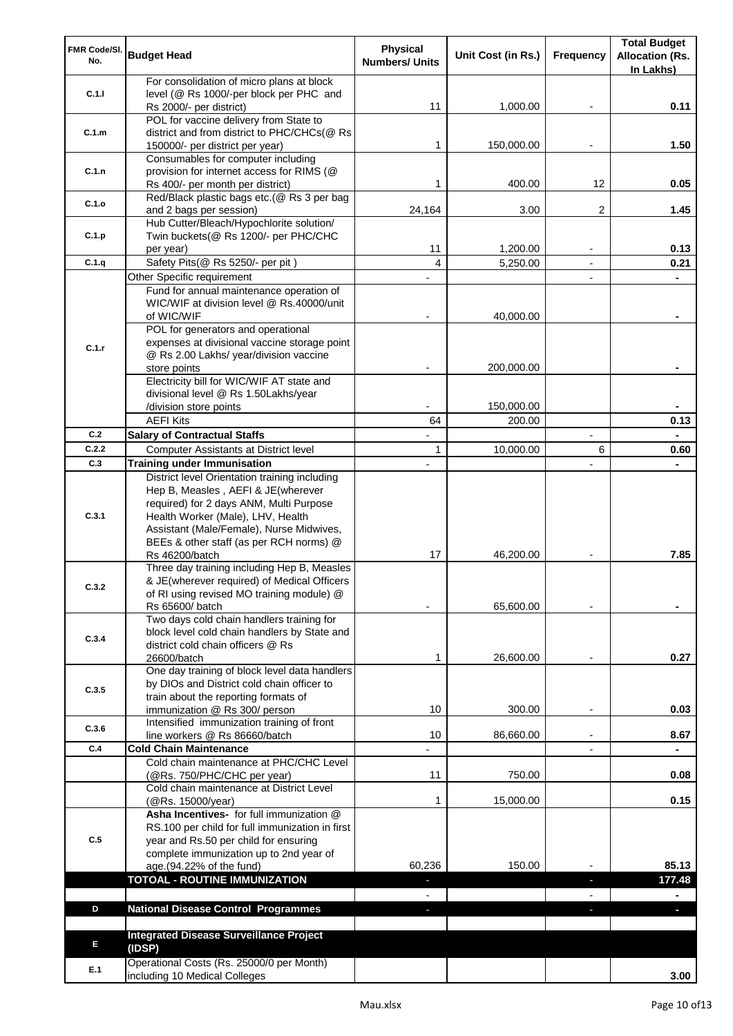| FMR Code/Sl. No. | Budget Head | Physical Numbers/ Units | Unit Cost (in Rs.) | Frequency | Total Budget Allocation (Rs. In Lakhs) |
|---|---|---|---|---|---|
| C.1.l | For consolidation of micro plans at block level (@ Rs 1000/-per block per PHC and Rs 2000/- per district) | 11 | 1,000.00 | - | 0.11 |
| C.1.m | POL for vaccine delivery from State to district and from district to PHC/CHCs(@ Rs 150000/- per district per year) | 1 | 150,000.00 | - | 1.50 |
| C.1.n | Consumables for computer including provision for internet access for RIMS (@ Rs 400/- per month per district) | 1 | 400.00 | 12 | 0.05 |
| C.1.o | Red/Black plastic bags etc.(@ Rs 3 per bag and 2 bags per session) | 24,164 | 3.00 | 2 | 1.45 |
| C.1.p | Hub Cutter/Bleach/Hypochlorite solution/ Twin buckets(@ Rs 1200/- per PHC/CHC per year) | 11 | 1,200.00 | - | 0.13 |
| C.1.q | Safety Pits(@ Rs 5250/- per pit ) | 4 | 5,250.00 | - | 0.21 |
| C.1.r | Other Specific requirement | - | | - | - |
| | Fund for annual maintenance operation of WIC/WIF at division level @ Rs.40000/unit of WIC/WIF | - | 40,000.00 | | - |
| | POL for generators and operational expenses at divisional vaccine storage point @ Rs 2.00 Lakhs/ year/division vaccine store points | - | 200,000.00 | | - |
| | Electricity bill for WIC/WIF AT state and divisional level @ Rs 1.50Lakhs/year /division store points | - | 150,000.00 | | - |
| | AEFI Kits | 64 | 200.00 | | 0.13 |
| C.2 | **Salary of Contractual Staffs** | - | | - | - |
| C.2.2 | Computer Assistants at District level | 1 | 10,000.00 | 6 | 0.60 |
| C.3 | **Training under Immunisation** | - | | - | - |
| C.3.1 | District level Orientation training including Hep B, Measles , AEFI & JE(wherever required) for 2 days ANM, Multi Purpose Health Worker (Male), LHV, Health Assistant (Male/Female), Nurse Midwives, BEEs & other staff (as per RCH norms) @ Rs 46200/batch | 17 | 46,200.00 | - | 7.85 |
| C.3.2 | Three day training including Hep B, Measles & JE(wherever required) of Medical Officers of RI using revised MO training module) @ Rs 65600/ batch | - | 65,600.00 | - | - |
| C.3.4 | Two days cold chain handlers training for block level cold chain handlers by State and district cold chain officers @ Rs 26600/batch | 1 | 26,600.00 | - | 0.27 |
| C.3.5 | One day training of block level data handlers by DIOs and District cold chain officer to train about the reporting formats of immunization @ Rs 300/ person | 10 | 300.00 | - | 0.03 |
| C.3.6 | Intensified immunization training of front line workers @ Rs 86660/batch | 10 | 86,660.00 | - | 8.67 |
| C.4 | **Cold Chain Maintenance** | - | | - | - |
| | Cold chain maintenance at PHC/CHC Level (@Rs. 750/PHC/CHC per year) | 11 | 750.00 | | 0.08 |
| | Cold chain maintenance at District Level (@Rs. 15000/year) | 1 | 15,000.00 | | 0.15 |
| C.5 | **Asha Incentives-** for full immunization @ RS.100 per child for full immunization in first year and Rs.50 per child for ensuring complete immunization up to 2nd year of age.(94.22% of the fund) | 60,236 | 150.00 | - | 85.13 |
| | **TOTOAL - ROUTINE IMMUNIZATION** | - | | - | **177.48** |
| | | - | | - | - |
| D | **National Disease Control Programmes** | - | | - | - |
| | | | | | |
| E | **Integrated Disease Surveillance Project (IDSP)** | | | | |
| E.1 | Operational Costs (Rs. 25000/0 per Month) including 10 Medical Colleges | | | | 3.00 |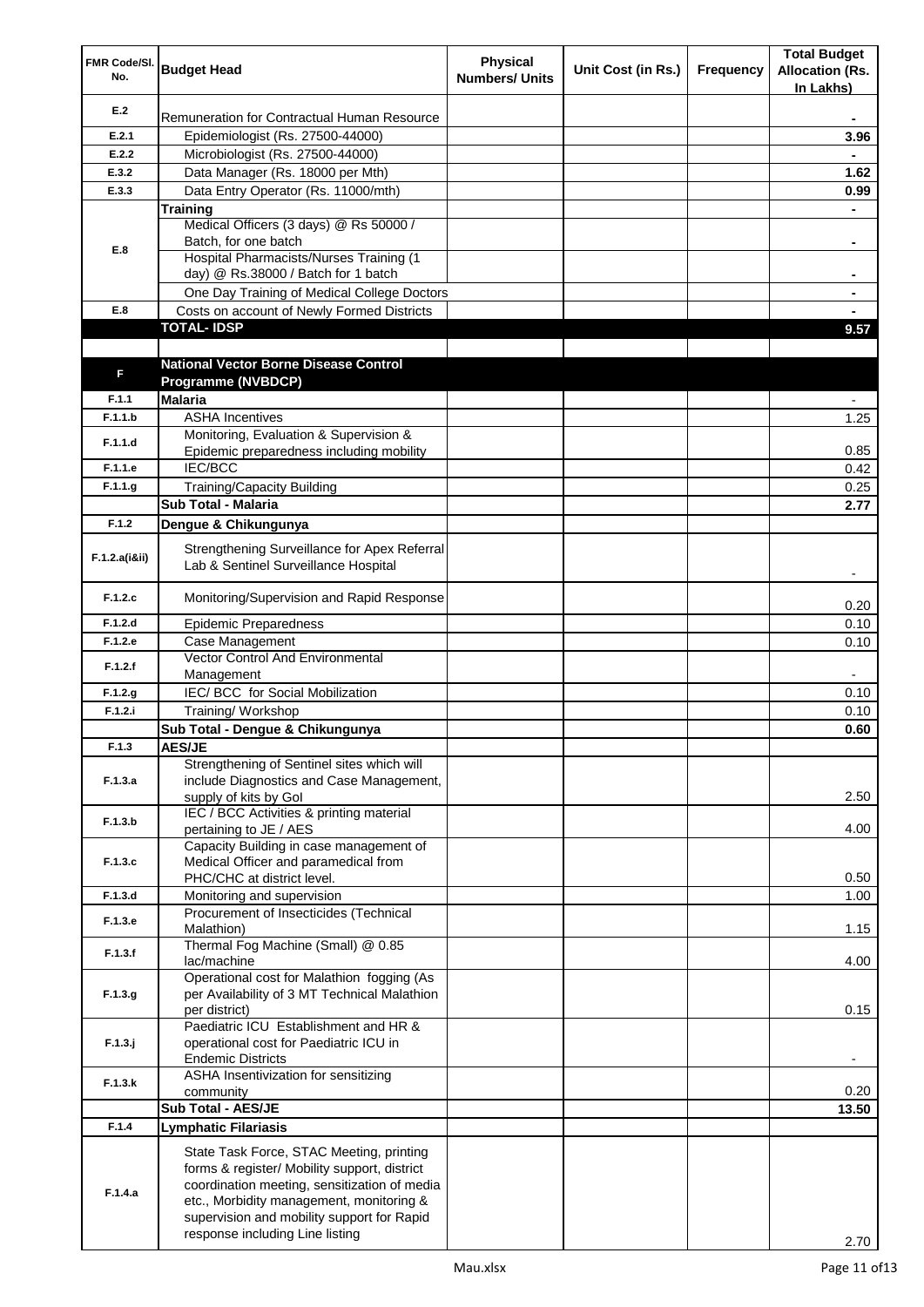| FMR Code/Sl. No. | Budget Head | Physical Numbers/ Units | Unit Cost (in Rs.) | Frequency | Total Budget Allocation (Rs. In Lakhs) |
|---|---|---|---|---|---|
| E.2 | Remuneration for Contractual Human Resource | | | | - |
| E.2.1 | Epidemiologist (Rs. 27500-44000) | | | | 3.96 |
| E.2.2 | Microbiologist (Rs. 27500-44000) | | | | - |
| E.3.2 | Data Manager (Rs. 18000 per Mth) | | | | 1.62 |
| E.3.3 | Data Entry Operator (Rs. 11000/mth) | | | | 0.99 |
| E.8 | **Training** | | | | - |
| | Medical Officers (3 days) @ Rs 50000 / Batch, for one batch | | | | - |
| | Hospital Pharmacists/Nurses Training (1 day) @ Rs.38000 / Batch for 1 batch | | | | - |
| | One Day Training of Medical College Doctors | | | | - |
| E.8 | Costs on account of Newly Formed Districts | | | | - |
| | **TOTAL- IDSP** | | | | **9.57** |
| | | | | | |
| F | **National Vector Borne Disease Control Programme (NVBDCP)** | | | | |
| F.1.1 | **Malaria** | | | | - |
| F.1.1.b | ASHA Incentives | | | | 1.25 |
| F.1.1.d | Monitoring, Evaluation & Supervision & Epidemic preparedness including mobility | | | | 0.85 |
| F.1.1.e | IEC/BCC | | | | 0.42 |
| F.1.1.g | Training/Capacity Building | | | | 0.25 |
| | **Sub Total - Malaria** | | | | **2.77** |
| F.1.2 | **Dengue & Chikungunya** | | | | |
| F.1.2.a(i&ii) | Strengthening Surveillance for Apex Referral Lab & Sentinel Surveillance Hospital | | | | - |
| F.1.2.c | Monitoring/Supervision and Rapid Response | | | | 0.20 |
| F.1.2.d | Epidemic Preparedness | | | | 0.10 |
| F.1.2.e | Case Management | | | | 0.10 |
| F.1.2.f | Vector Control And Environmental Management | | | | - |
| F.1.2.g | IEC/ BCC for Social Mobilization | | | | 0.10 |
| F.1.2.i | Training/ Workshop | | | | 0.10 |
| | **Sub Total - Dengue & Chikungunya** | | | | **0.60** |
| F.1.3 | **AES/JE** | | | | |
| F.1.3.a | Strengthening of Sentinel sites which will include Diagnostics and Case Management, supply of kits by GoI | | | | 2.50 |
| F.1.3.b | IEC / BCC Activities & printing material pertaining to JE / AES | | | | 4.00 |
| F.1.3.c | Capacity Building in case management of Medical Officer and paramedical from PHC/CHC at district level. | | | | 0.50 |
| F.1.3.d | Monitoring and supervision | | | | 1.00 |
| F.1.3.e | Procurement of Insecticides (Technical Malathion) | | | | 1.15 |
| F.1.3.f | Thermal Fog Machine (Small) @ 0.85 lac/machine | | | | 4.00 |
| F.1.3.g | Operational cost for Malathion fogging (As per Availability of 3 MT Technical Malathion per district) | | | | 0.15 |
| F.1.3.j | Paediatric ICU Establishment and HR & operational cost for Paediatric ICU in Endemic Districts | | | | - |
| F.1.3.k | ASHA Insentivization for sensitizing community | | | | 0.20 |
| | **Sub Total - AES/JE** | | | | **13.50** |
| F.1.4 | **Lymphatic Filariasis** | | | | |
| F.1.4.a | State Task Force, STAC Meeting, printing forms & register/ Mobility support, district coordination meeting, sensitization of media etc., Morbidity management, monitoring & supervision and mobility support for Rapid response including Line listing | | | | 2.70 |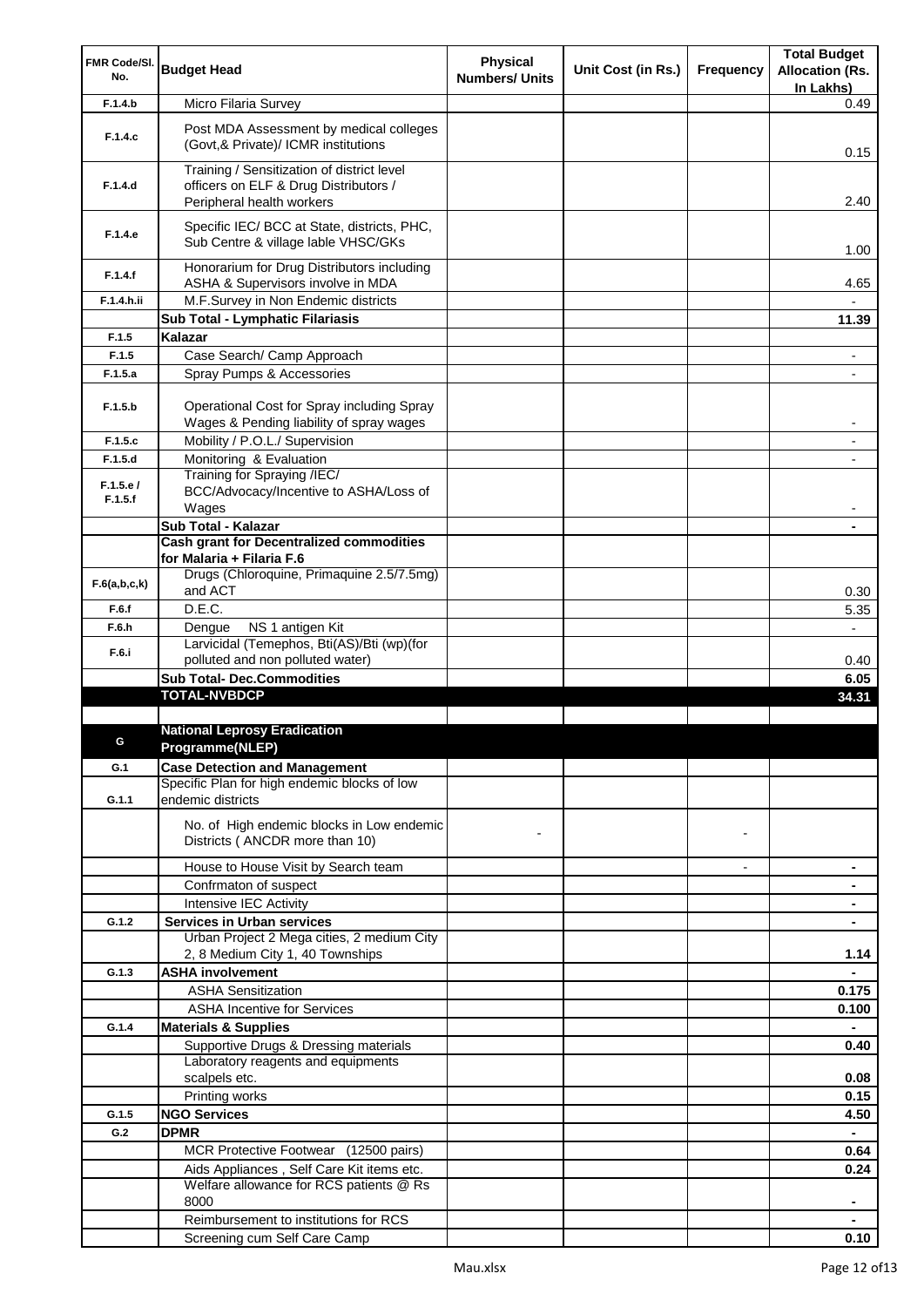| FMR Code/Sl. No. | Budget Head | Physical Numbers/ Units | Unit Cost (in Rs.) | Frequency | Total Budget Allocation (Rs. In Lakhs) |
|---|---|---|---|---|---|
| F.1.4.b | Micro Filaria Survey | | | | 0.49 |
| F.1.4.c | Post MDA Assessment by medical colleges (Govt,& Private)/ ICMR institutions | | | | 0.15 |
| F.1.4.d | Training / Sensitization of district level officers on ELF & Drug Distributors / Peripheral health workers | | | | 2.40 |
| F.1.4.e | Specific IEC/ BCC at State, districts, PHC, Sub Centre & village lable VHSC/GKs | | | | 1.00 |
| F.1.4.f | Honorarium for Drug Distributors including ASHA & Supervisors involve in MDA | | | | 4.65 |
| F.1.4.h.ii | M.F.Survey in Non Endemic districts | | | | - |
| | **Sub Total - Lymphatic Filariasis** | | | | **11.39** |
| F.1.5 | **Kalazar** | | | | |
| F.1.5 | Case Search/ Camp Approach | | | | - |
| F.1.5.a | Spray Pumps & Accessories | | | | - |
| F.1.5.b | Operational Cost for Spray including Spray Wages & Pending liability of spray wages | | | | - |
| F.1.5.c | Mobility / P.O.L./ Supervision | | | | - |
| F.1.5.d | Monitoring & Evaluation | | | | - |
| F.1.5.e / F.1.5.f | Training for Spraying /IEC/ BCC/Advocacy/Incentive to ASHA/Loss of Wages | | | | - |
| | **Sub Total - Kalazar** | | | | **-** |
| | **Cash grant for Decentralized commodities for Malaria + Filaria F.6** | | | | |
| F.6(a,b,c,k) | Drugs (Chloroquine, Primaquine 2.5/7.5mg) and ACT | | | | 0.30 |
| F.6.f | D.E.C. | | | | 5.35 |
| F.6.h | Dengue NS 1 antigen Kit | | | | - |
| F.6.i | Larvicidal (Temephos, Bti(AS)/Bti (wp)(for polluted and non polluted water) | | | | 0.40 |
| | **Sub Total- Dec.Commodities** | | | | **6.05** |
| | **TOTAL-NVBDCP** | | | | **34.31** |
| | | | | | |
| G | **National Leprosy Eradication Programme(NLEP)** | | | | |
| G.1 | **Case Detection and Management** | | | | |
| G.1.1 | Specific Plan for high endemic blocks of low endemic districts | | | | |
| | No. of High endemic blocks in Low endemic Districts ( ANCDR more than 10) | - | | - | |
| | House to House Visit by Search team | | | - | **-** |
| | Confrmaton of suspect | | | | **-** |
| | Intensive IEC Activity | | | | **-** |
| G.1.2 | **Services in Urban services** | | | | **-** |
| | Urban Project 2 Mega cities, 2 medium City 2, 8 Medium City 1, 40 Townships | | | | **1.14** |
| G.1.3 | **ASHA involvement** | | | | **-** |
| | ASHA Sensitization | | | | **0.175** |
| | ASHA Incentive for Services | | | | **0.100** |
| G.1.4 | **Materials & Supplies** | | | | **-** |
| | Supportive Drugs & Dressing materials | | | | **0.40** |
| | Laboratory reagents and equipments scalpels etc. | | | | **0.08** |
| | Printing works | | | | **0.15** |
| G.1.5 | **NGO Services** | | | | **4.50** |
| G.2 | **DPMR** | | | | **-** |
| | MCR Protective Footwear (12500 pairs) | | | | **0.64** |
| | Aids Appliances , Self Care Kit items etc. | | | | **0.24** |
| | Welfare allowance for RCS patients @ Rs 8000 | | | | **-** |
| | Reimbursement to institutions for RCS | | | | **-** |
| | Screening cum Self Care Camp | | | | **0.10** |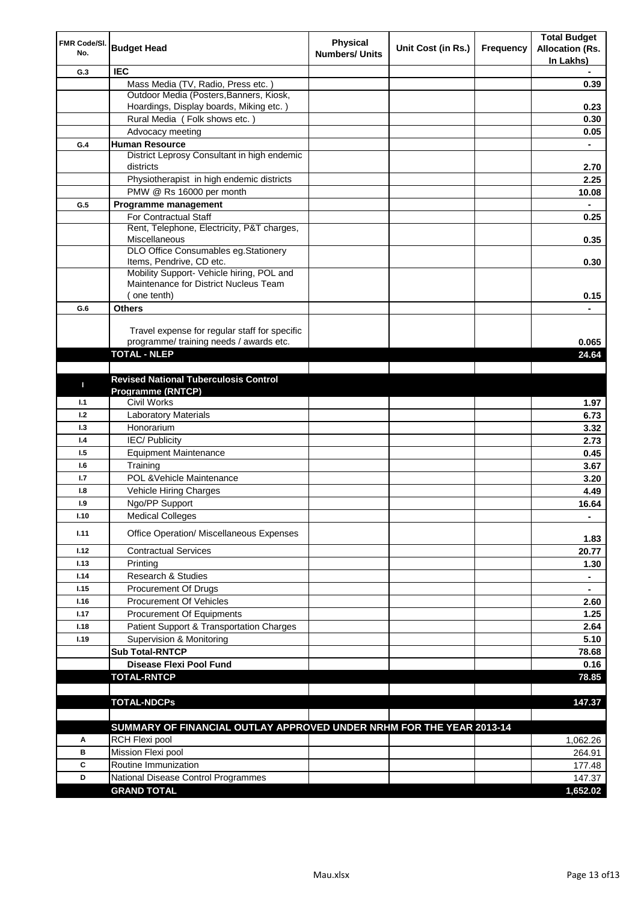| FMR Code/Sl. No. | Budget Head | Physical Numbers/ Units | Unit Cost (in Rs.) | Frequency | Total Budget Allocation (Rs. In Lakhs) |
|---|---|---|---|---|---|
| G.3 | **IEC** | | | | - |
| | Mass Media (TV, Radio, Press etc. ) | | | | 0.39 |
| | Outdoor Media (Posters,Banners, Kiosk, Hoardings, Display boards, Miking etc. ) | | | | 0.23 |
| | Rural Media ( Folk shows etc. ) | | | | 0.30 |
| | Advocacy meeting | | | | 0.05 |
| G.4 | **Human Resource** | | | | - |
| | District Leprosy Consultant in high endemic districts | | | | 2.70 |
| | Physiotherapist in high endemic districts | | | | 2.25 |
| | PMW @ Rs 16000 per month | | | | 10.08 |
| G.5 | **Programme management** | | | | - |
| | For Contractual Staff | | | | 0.25 |
| | Rent, Telephone, Electricity, P&T charges, Miscellaneous | | | | 0.35 |
| | DLO Office Consumables eg.Stationery Items, Pendrive, CD etc. | | | | 0.30 |
| | Mobility Support- Vehicle hiring, POL and Maintenance for District Nucleus Team ( one tenth) | | | | 0.15 |
| G.6 | **Others** | | | | - |
| | Travel expense for regular staff for specific programme/ training needs / awards etc. | | | | 0.065 |
| | **TOTAL - NLEP** | | | | **24.64** |
| | | | | | |
| I | **Revised National Tuberculosis Control Programme (RNTCP)** | | | | |
| I.1 | Civil Works | | | | 1.97 |
| I.2 | Laboratory Materials | | | | 6.73 |
| I.3 | Honorarium | | | | 3.32 |
| I.4 | IEC/ Publicity | | | | 2.73 |
| I.5 | Equipment Maintenance | | | | 0.45 |
| I.6 | Training | | | | 3.67 |
| I.7 | POL &Vehicle Maintenance | | | | 3.20 |
| I.8 | Vehicle Hiring Charges | | | | 4.49 |
| I.9 | Ngo/PP Support | | | | 16.64 |
| I.10 | Medical Colleges | | | | - |
| I.11 | Office Operation/ Miscellaneous Expenses | | | | 1.83 |
| I.12 | Contractual Services | | | | 20.77 |
| I.13 | Printing | | | | 1.30 |
| I.14 | Research & Studies | | | | - |
| I.15 | Procurement Of Drugs | | | | - |
| I.16 | Procurement Of Vehicles | | | | 2.60 |
| I.17 | Procurement Of Equipments | | | | 1.25 |
| I.18 | Patient Support & Transportation Charges | | | | 2.64 |
| I.19 | Supervision & Monitoring | | | | 5.10 |
| | **Sub Total-RNTCP** | | | | **78.68** |
| | **Disease Flexi Pool Fund** | | | | **0.16** |
| | **TOTAL-RNTCP** | | | | **78.85** |
| | | | | | |
| | **TOTAL-NDCPs** | | | | **147.37** |
| | | | | | |
| | **SUMMARY OF FINANCIAL OUTLAY APPROVED UNDER NRHM FOR THE YEAR 2013-14** | | | | |
| A | RCH Flexi pool | | | | 1,062.26 |
| B | Mission Flexi pool | | | | 264.91 |
| C | Routine Immunization | | | | 177.48 |
| D | National Disease Control Programmes | | | | 147.37 |
| | **GRAND TOTAL** | | | | **1,652.02** |